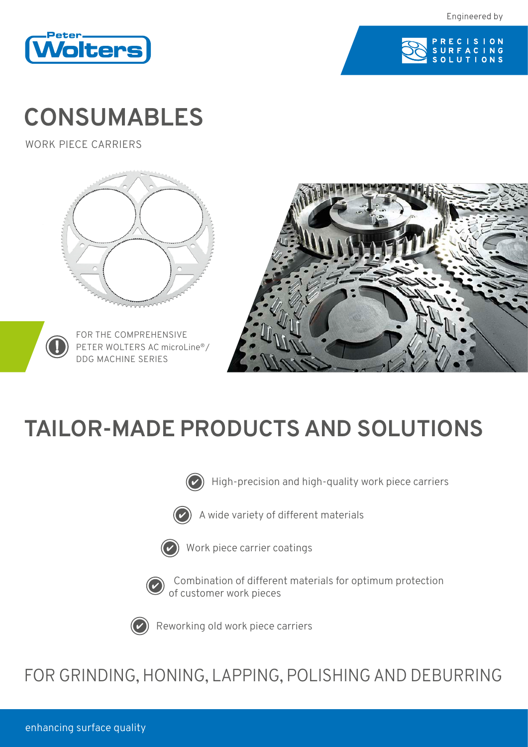Engineered by

PRECISION SURFACING SOLUTIONS

# CONSUMABLES

WORK PIECE CARRIERS

FOR THE COMPREHENSIVE PETER WOLTERS AC microLine®/ DDG MACHINE SERIES

## TAILOR-MADE PRODUCTS AND SOLUTIONS

- High-precision and high-quality work piece carriers
- A wide variety of different materials
- Work piece carrier coatings
- Combination of different materials for optimum protection of customer work pieces
- Reworking old work piece carriers

## FOR GRINDING, HONING, LAPPING, POLISHING AND DEBURRING

enhancing surface quality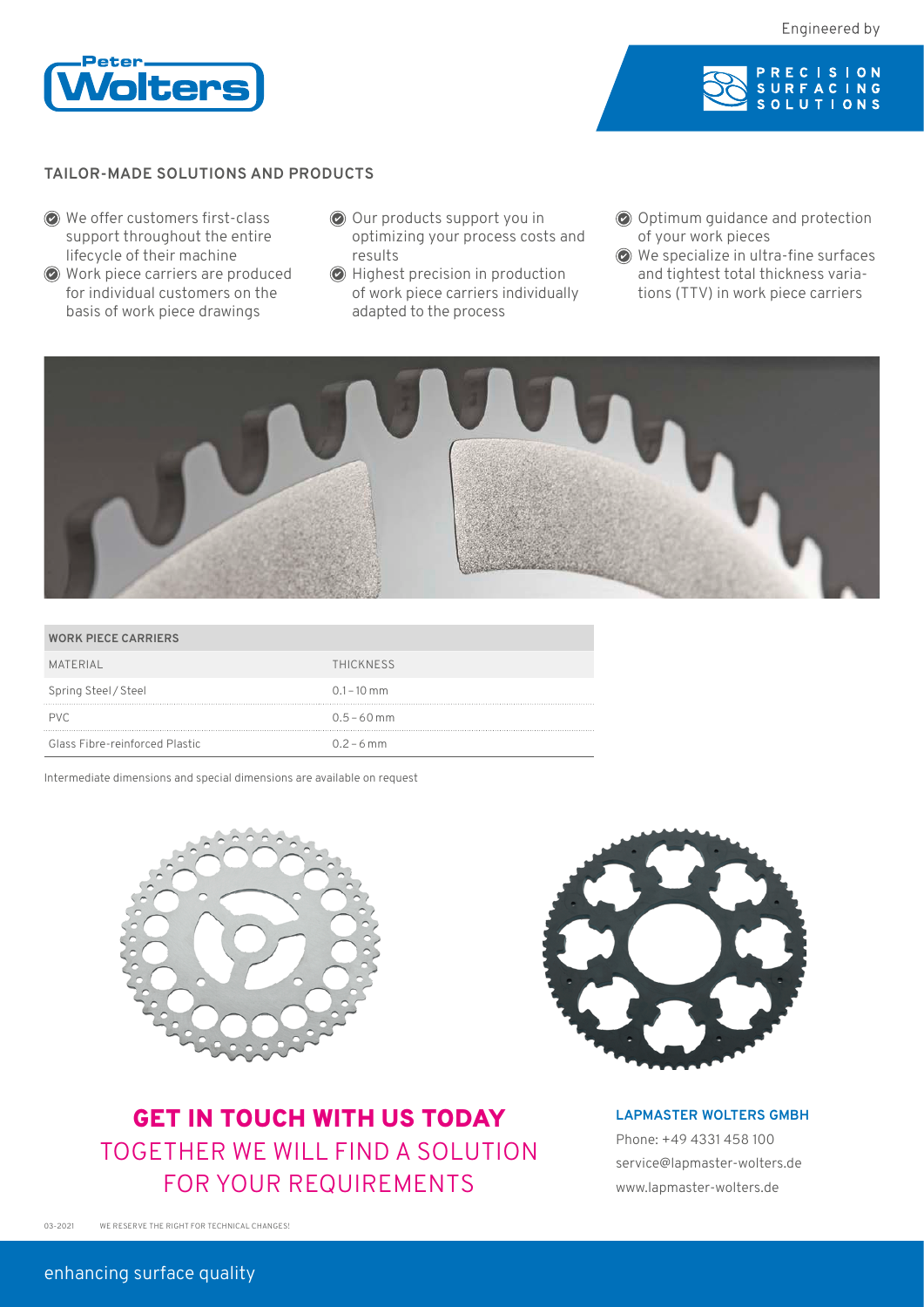## TAILOR-MADE SOLUTIONS AND PRODUCTS

- We offer customers first-class support throughout the entire lifecycle of their machine
- Work piece carriers are produced for individual customers on the basis of work piece drawings
- Our products support you in optimizing your process costs and results
- Highest precision in production of work piece carriers individually adapted to the process
- Optimum guidance and protection of your work pieces
- We specialize in ultra-fine surfaces and tightest total thickness variations (TTV) in work piece carriers

| WORK PIECE CARRIERS | |
|---|---|
| MATERIAL | THICKNESS |
| Spring Steel / Steel | 0.1 – 10 mm |
| PVC | 0.5 – 60 mm |
| Glass Fibre-reinforced Plastic | 0.2 – 6 mm |

Intermediate dimensions and special dimensions are available on request

## GET IN TOUCH WITH US TODAY

TOGETHER WE WILL FIND A SOLUTION FOR YOUR REQUIREMENTS

**LAPMASTER WOLTERS GMBH**

Phone: +49 4331 458 100
service@lapmaster-wolters.de
www.lapmaster-wolters.de

03-2021 WE RESERVE THE RIGHT FOR TECHNICAL CHANGES!